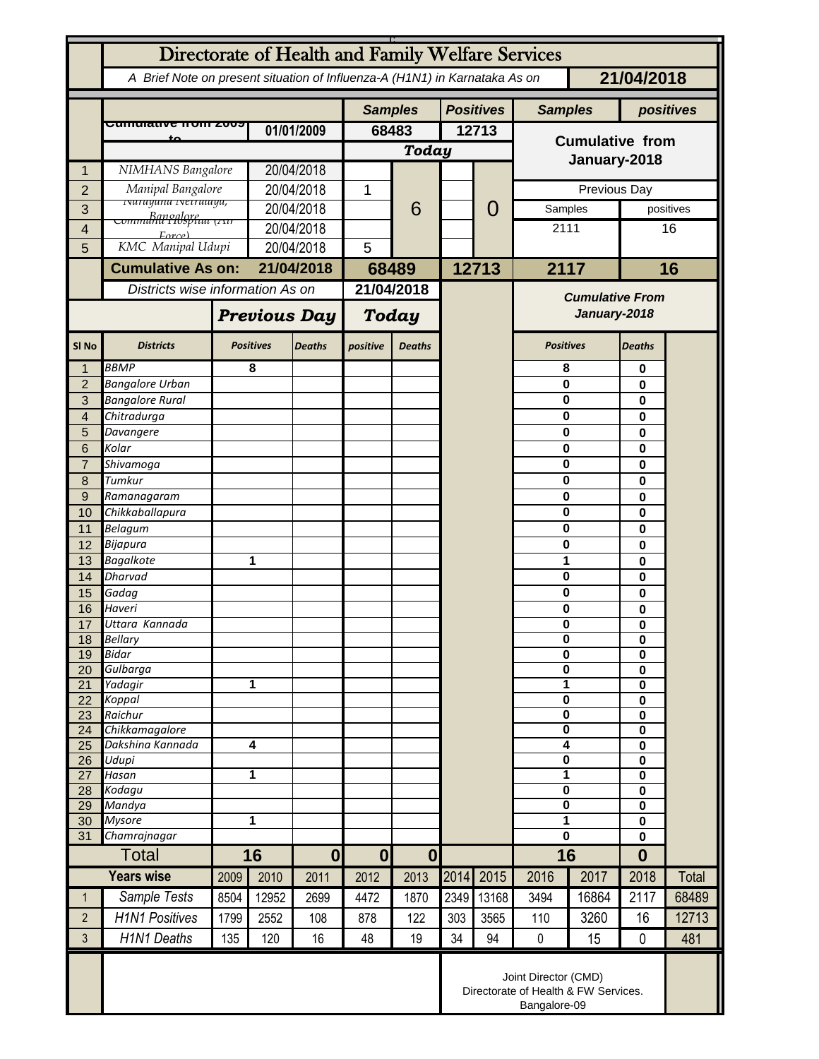# Directorate of Health and Family Welfare Services

*A Brief Note on present situation of Influenza-A (H1N1) in Karnataka As on* **21/04/2018**

| | | | Samples | | Positives | | Samples | positives |
|---|---|---|---|---|---|---|---|---|
| | Cumulative from 2009 to | 01/01/2009 | 68483 | | 12713 | | Cumulative from January-2018 | |
| | | | *Today* | | | | | |
| 1 | NIMHANS Bangalore | 20/04/2018 | | 6 | | 0 | | |
| 2 | Manipal Bangalore | 20/04/2018 | 1 | | | | Previous Day | |
| 3 | Narayana Netralaya, Bangalore | 20/04/2018 | | | | | Samples | positives |
| 4 | Command Hospital (Air Force) | 20/04/2018 | | | | | 2111 | 16 |
| 5 | KMC Manipal Udupi | 20/04/2018 | 5 | | | | | |
| | **Cumulative As on:** | **21/04/2018** | **68489** | | **12713** | | **2117** | **16** |

Districts wise information As on **21/04/2018**

| Sl No | Districts | Previous Day Positives | Previous Day Deaths | Today positive | Today Deaths | Cumulative From January-2018 Positives | Cumulative From January-2018 Deaths |
|---|---|---|---|---|---|---|---|
| 1 | BBMP | 8 | | | | 8 | 0 |
| 2 | Bangalore Urban | | | | | 0 | 0 |
| 3 | Bangalore Rural | | | | | 0 | 0 |
| 4 | Chitradurga | | | | | 0 | 0 |
| 5 | Davangere | | | | | 0 | 0 |
| 6 | Kolar | | | | | 0 | 0 |
| 7 | Shivamoga | | | | | 0 | 0 |
| 8 | Tumkur | | | | | 0 | 0 |
| 9 | Ramanagaram | | | | | 0 | 0 |
| 10 | Chikkaballapura | | | | | 0 | 0 |
| 11 | Belagum | | | | | 0 | 0 |
| 12 | Bijapura | | | | | 0 | 0 |
| 13 | Bagalkote | 1 | | | | 1 | 0 |
| 14 | Dharvad | | | | | 0 | 0 |
| 15 | Gadag | | | | | 0 | 0 |
| 16 | Haveri | | | | | 0 | 0 |
| 17 | Uttara Kannada | | | | | 0 | 0 |
| 18 | Bellary | | | | | 0 | 0 |
| 19 | Bidar | | | | | 0 | 0 |
| 20 | Gulbarga | | | | | 0 | 0 |
| 21 | Yadagir | 1 | | | | 1 | 0 |
| 22 | Koppal | | | | | 0 | 0 |
| 23 | Raichur | | | | | 0 | 0 |
| 24 | Chikkamagalore | | | | | 0 | 0 |
| 25 | Dakshina Kannada | 4 | | | | 4 | 0 |
| 26 | Udupi | | | | | 0 | 0 |
| 27 | Hasan | 1 | | | | 1 | 0 |
| 28 | Kodagu | | | | | 0 | 0 |
| 29 | Mandya | | | | | 0 | 0 |
| 30 | Mysore | 1 | | | | 1 | 0 |
| 31 | Chamrajnagar | | | | | 0 | 0 |
| | **Total** | **16** | **0** | **0** | **0** | **16** | **0** |

| | Years wise | 2009 | 2010 | 2011 | 2012 | 2013 | 2014 | 2015 | 2016 | 2017 | 2018 | Total |
|---|---|---|---|---|---|---|---|---|---|---|---|---|
| 1 | Sample Tests | 8504 | 12952 | 2699 | 4472 | 1870 | 2349 | 13168 | 3494 | 16864 | 2117 | 68489 |
| 2 | H1N1 Positives | 1799 | 2552 | 108 | 878 | 122 | 303 | 3565 | 110 | 3260 | 16 | 12713 |
| 3 | H1N1 Deaths | 135 | 120 | 16 | 48 | 19 | 34 | 94 | 0 | 15 | 0 | 481 |

Joint Director (CMD)
Directorate of Health & FW Services.
Bangalore-09